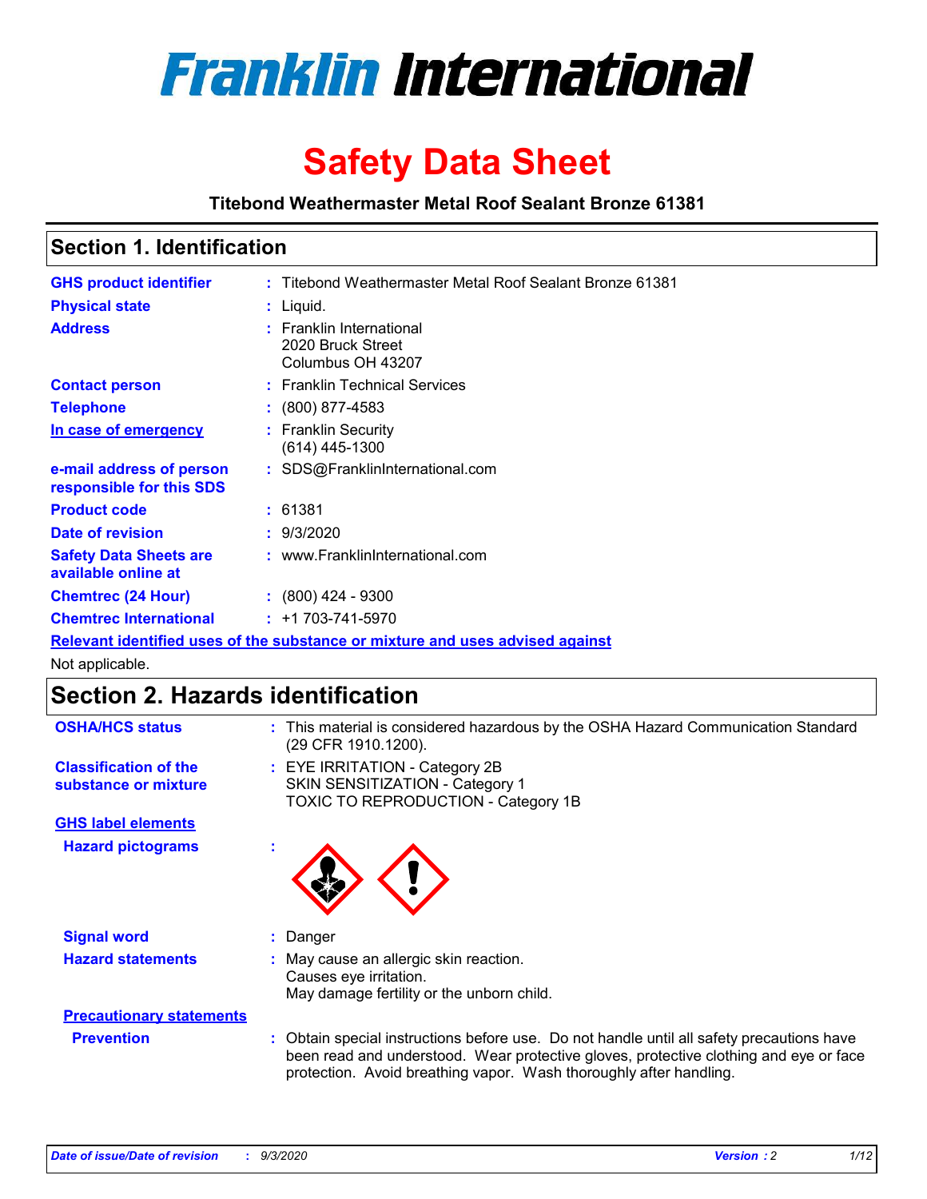# Franklin International

# Safety Data Sheet

**Titebond Weathermaster Metal Roof Sealant Bronze 61381**

## Section 1. Identification

| | | |
|---|---|---|
| **GHS product identifier** | : | Titebond Weathermaster Metal Roof Sealant Bronze 61381 |
| **Physical state** | : | Liquid. |
| **Address** | : | Franklin International<br>2020 Bruck Street<br>Columbus OH 43207 |
| **Contact person** | : | Franklin Technical Services |
| **Telephone** | : | (800) 877-4583 |
| **In case of emergency** | : | Franklin Security<br>(614) 445-1300 |
| **e-mail address of person responsible for this SDS** | : | SDS@FranklinInternational.com |
| **Product code** | : | 61381 |
| **Date of revision** | : | 9/3/2020 |
| **Safety Data Sheets are available online at** | : | www.FranklinInternational.com |
| **Chemtrec (24 Hour)** | : | (800) 424 - 9300 |
| **Chemtrec International** | : | +1 703-741-5970 |

**Relevant identified uses of the substance or mixture and uses advised against**

Not applicable.

## Section 2. Hazards identification

| | | |
|---|---|---|
| **OSHA/HCS status** | : | This material is considered hazardous by the OSHA Hazard Communication Standard (29 CFR 1910.1200). |
| **Classification of the substance or mixture** | : | EYE IRRITATION - Category 2B<br>SKIN SENSITIZATION - Category 1<br>TOXIC TO REPRODUCTION - Category 1B |

**GHS label elements**

**Hazard pictograms** :

| | | |
|---|---|---|
| **Signal word** | : | Danger |
| **Hazard statements** | : | May cause an allergic skin reaction.<br>Causes eye irritation.<br>May damage fertility or the unborn child. |

**Precautionary statements**

| | | |
|---|---|---|
| **Prevention** | : | Obtain special instructions before use. Do not handle until all safety precautions have been read and understood. Wear protective gloves, protective clothing and eye or face protection. Avoid breathing vapor. Wash thoroughly after handling. |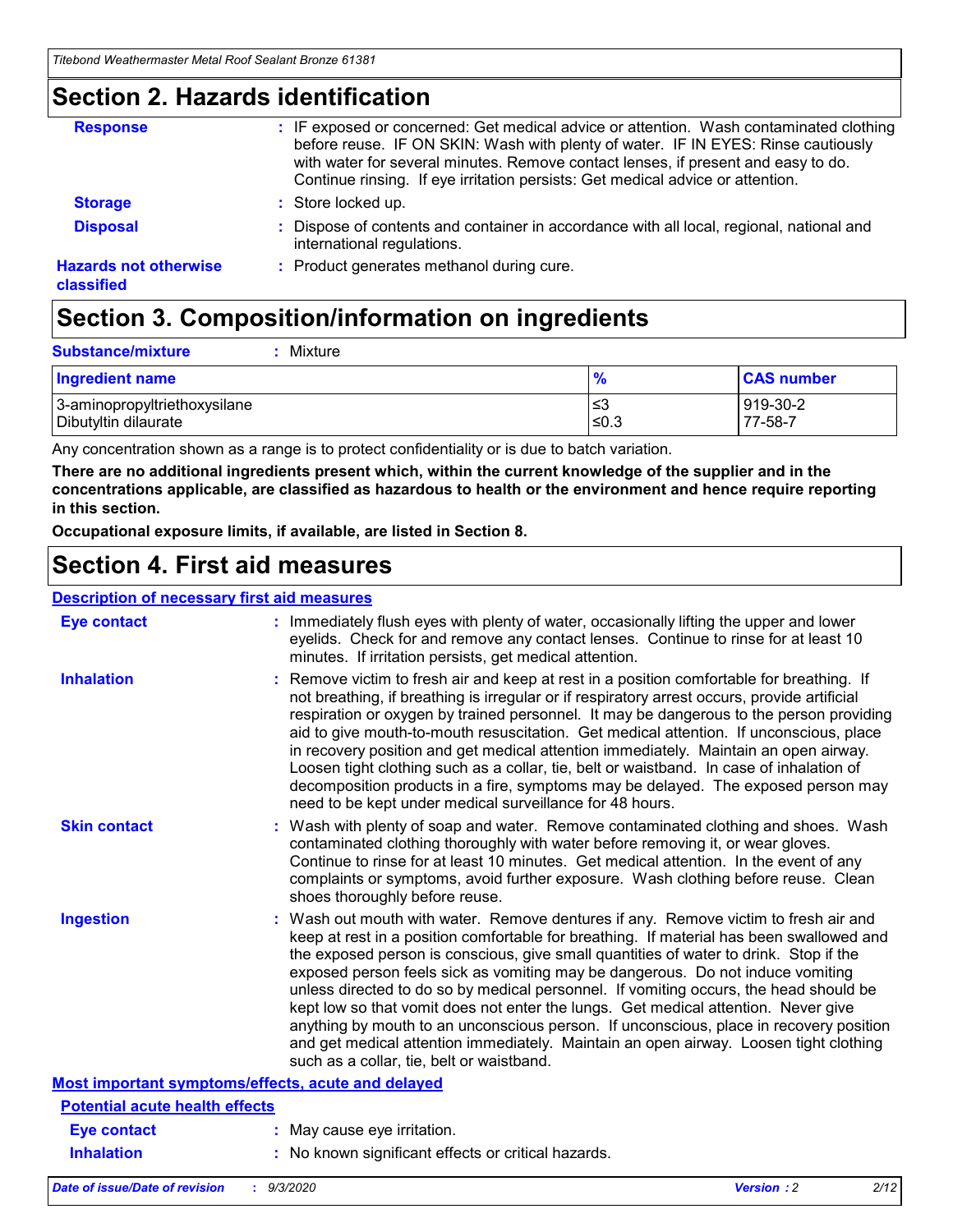## Section 2. Hazards identification

| | |
|---|---|
| **Response** | : IF exposed or concerned: Get medical advice or attention. Wash contaminated clothing before reuse. IF ON SKIN: Wash with plenty of water. IF IN EYES: Rinse cautiously with water for several minutes. Remove contact lenses, if present and easy to do. Continue rinsing. If eye irritation persists: Get medical advice or attention. |
| **Storage** | : Store locked up. |
| **Disposal** | : Dispose of contents and container in accordance with all local, regional, national and international regulations. |
| **Hazards not otherwise classified** | : Product generates methanol during cure. |

## Section 3. Composition/information on ingredients

**Substance/mixture** : Mixture

| Ingredient name | % | CAS number |
|---|---|---|
| 3-aminopropyltriethoxysilane | ≤3 | 919-30-2 |
| Dibutyltin dilaurate | ≤0.3 | 77-58-7 |

Any concentration shown as a range is to protect confidentiality or is due to batch variation.

**There are no additional ingredients present which, within the current knowledge of the supplier and in the concentrations applicable, are classified as hazardous to health or the environment and hence require reporting in this section.**

**Occupational exposure limits, if available, are listed in Section 8.**

## Section 4. First aid measures

### Description of necessary first aid measures

| | |
|---|---|
| **Eye contact** | : Immediately flush eyes with plenty of water, occasionally lifting the upper and lower eyelids. Check for and remove any contact lenses. Continue to rinse for at least 10 minutes. If irritation persists, get medical attention. |
| **Inhalation** | : Remove victim to fresh air and keep at rest in a position comfortable for breathing. If not breathing, if breathing is irregular or if respiratory arrest occurs, provide artificial respiration or oxygen by trained personnel. It may be dangerous to the person providing aid to give mouth-to-mouth resuscitation. Get medical attention. If unconscious, place in recovery position and get medical attention immediately. Maintain an open airway. Loosen tight clothing such as a collar, tie, belt or waistband. In case of inhalation of decomposition products in a fire, symptoms may be delayed. The exposed person may need to be kept under medical surveillance for 48 hours. |
| **Skin contact** | : Wash with plenty of soap and water. Remove contaminated clothing and shoes. Wash contaminated clothing thoroughly with water before removing it, or wear gloves. Continue to rinse for at least 10 minutes. Get medical attention. In the event of any complaints or symptoms, avoid further exposure. Wash clothing before reuse. Clean shoes thoroughly before reuse. |
| **Ingestion** | : Wash out mouth with water. Remove dentures if any. Remove victim to fresh air and keep at rest in a position comfortable for breathing. If material has been swallowed and the exposed person is conscious, give small quantities of water to drink. Stop if the exposed person feels sick as vomiting may be dangerous. Do not induce vomiting unless directed to do so by medical personnel. If vomiting occurs, the head should be kept low so that vomit does not enter the lungs. Get medical attention. Never give anything by mouth to an unconscious person. If unconscious, place in recovery position and get medical attention immediately. Maintain an open airway. Loosen tight clothing such as a collar, tie, belt or waistband. |

### Most important symptoms/effects, acute and delayed

#### Potential acute health effects

| | |
|---|---|
| **Eye contact** | : May cause eye irritation. |
| **Inhalation** | : No known significant effects or critical hazards. |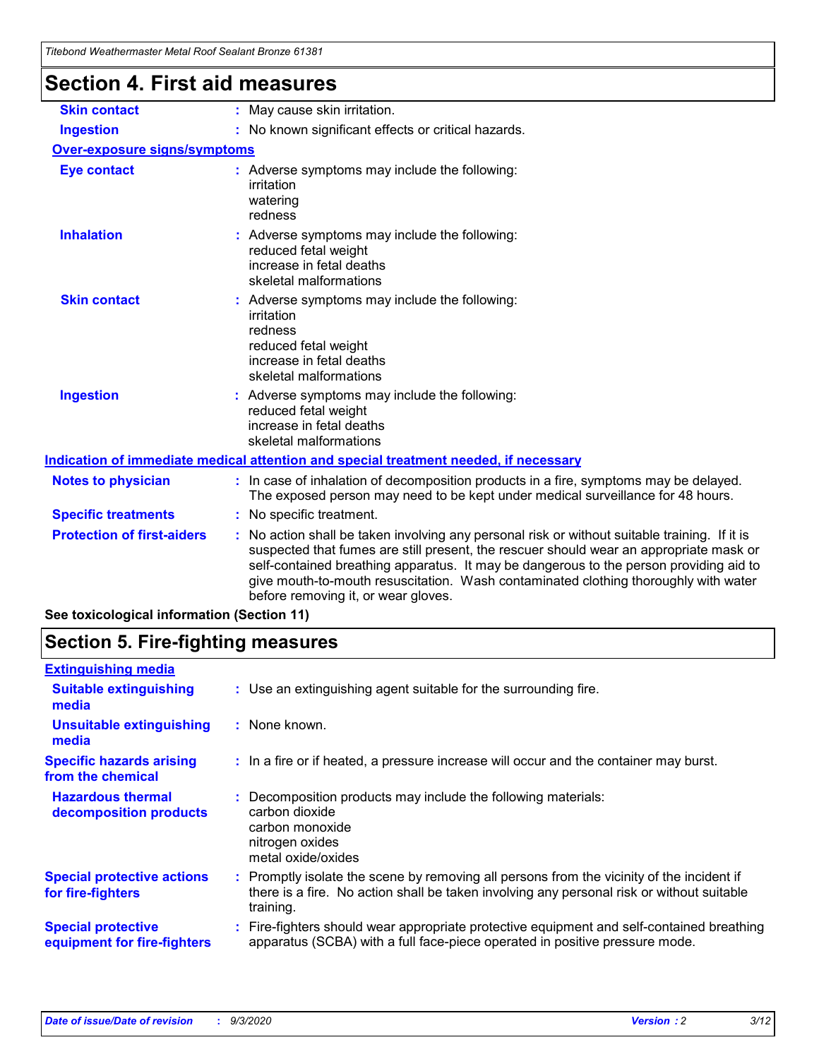# Section 4. First aid measures

**Skin contact** : May cause skin irritation.

**Ingestion** : No known significant effects or critical hazards.

**Over-exposure signs/symptoms**

**Eye contact** : Adverse symptoms may include the following:
irritation
watering
redness

**Inhalation** : Adverse symptoms may include the following:
reduced fetal weight
increase in fetal deaths
skeletal malformations

**Skin contact** : Adverse symptoms may include the following:
irritation
redness
reduced fetal weight
increase in fetal deaths
skeletal malformations

**Ingestion** : Adverse symptoms may include the following:
reduced fetal weight
increase in fetal deaths
skeletal malformations

**Indication of immediate medical attention and special treatment needed, if necessary**

**Notes to physician** : In case of inhalation of decomposition products in a fire, symptoms may be delayed. The exposed person may need to be kept under medical surveillance for 48 hours.

**Specific treatments** : No specific treatment.

**Protection of first-aiders** : No action shall be taken involving any personal risk or without suitable training. If it is suspected that fumes are still present, the rescuer should wear an appropriate mask or self-contained breathing apparatus. It may be dangerous to the person providing aid to give mouth-to-mouth resuscitation. Wash contaminated clothing thoroughly with water before removing it, or wear gloves.

**See toxicological information (Section 11)**

# Section 5. Fire-fighting measures

**Extinguishing media**

**Suitable extinguishing media** : Use an extinguishing agent suitable for the surrounding fire.

**Unsuitable extinguishing media** : None known.

**Specific hazards arising from the chemical** : In a fire or if heated, a pressure increase will occur and the container may burst.

**Hazardous thermal decomposition products** : Decomposition products may include the following materials:
carbon dioxide
carbon monoxide
nitrogen oxides
metal oxide/oxides

**Special protective actions for fire-fighters** : Promptly isolate the scene by removing all persons from the vicinity of the incident if there is a fire. No action shall be taken involving any personal risk or without suitable training.

**Special protective equipment for fire-fighters** : Fire-fighters should wear appropriate protective equipment and self-contained breathing apparatus (SCBA) with a full face-piece operated in positive pressure mode.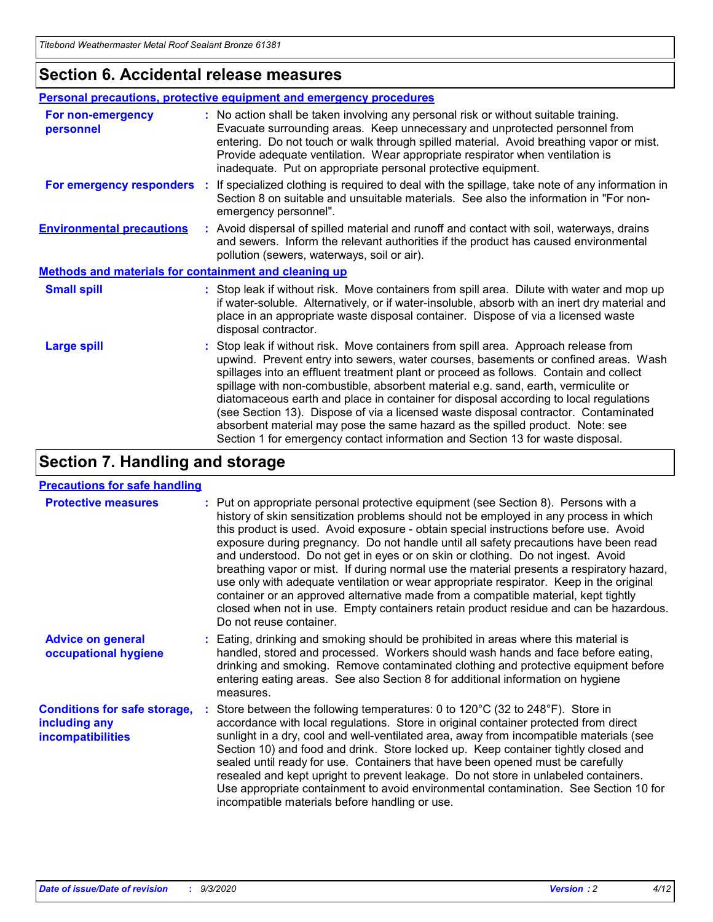## Section 6. Accidental release measures

### Personal precautions, protective equipment and emergency procedures

**For non-emergency personnel** : No action shall be taken involving any personal risk or without suitable training. Evacuate surrounding areas. Keep unnecessary and unprotected personnel from entering. Do not touch or walk through spilled material. Avoid breathing vapor or mist. Provide adequate ventilation. Wear appropriate respirator when ventilation is inadequate. Put on appropriate personal protective equipment.

**For emergency responders** : If specialized clothing is required to deal with the spillage, take note of any information in Section 8 on suitable and unsuitable materials. See also the information in "For non-emergency personnel".

**Environmental precautions** : Avoid dispersal of spilled material and runoff and contact with soil, waterways, drains and sewers. Inform the relevant authorities if the product has caused environmental pollution (sewers, waterways, soil or air).

### Methods and materials for containment and cleaning up

**Small spill** : Stop leak if without risk. Move containers from spill area. Dilute with water and mop up if water-soluble. Alternatively, or if water-insoluble, absorb with an inert dry material and place in an appropriate waste disposal container. Dispose of via a licensed waste disposal contractor.

**Large spill** : Stop leak if without risk. Move containers from spill area. Approach release from upwind. Prevent entry into sewers, water courses, basements or confined areas. Wash spillages into an effluent treatment plant or proceed as follows. Contain and collect spillage with non-combustible, absorbent material e.g. sand, earth, vermiculite or diatomaceous earth and place in container for disposal according to local regulations (see Section 13). Dispose of via a licensed waste disposal contractor. Contaminated absorbent material may pose the same hazard as the spilled product. Note: see Section 1 for emergency contact information and Section 13 for waste disposal.

## Section 7. Handling and storage

### Precautions for safe handling

**Protective measures** : Put on appropriate personal protective equipment (see Section 8). Persons with a history of skin sensitization problems should not be employed in any process in which this product is used. Avoid exposure - obtain special instructions before use. Avoid exposure during pregnancy. Do not handle until all safety precautions have been read and understood. Do not get in eyes or on skin or clothing. Do not ingest. Avoid breathing vapor or mist. If during normal use the material presents a respiratory hazard, use only with adequate ventilation or wear appropriate respirator. Keep in the original container or an approved alternative made from a compatible material, kept tightly closed when not in use. Empty containers retain product residue and can be hazardous. Do not reuse container.

**Advice on general occupational hygiene** : Eating, drinking and smoking should be prohibited in areas where this material is handled, stored and processed. Workers should wash hands and face before eating, drinking and smoking. Remove contaminated clothing and protective equipment before entering eating areas. See also Section 8 for additional information on hygiene measures.

**Conditions for safe storage, including any incompatibilities** : Store between the following temperatures: 0 to 120°C (32 to 248°F). Store in accordance with local regulations. Store in original container protected from direct sunlight in a dry, cool and well-ventilated area, away from incompatible materials (see Section 10) and food and drink. Store locked up. Keep container tightly closed and sealed until ready for use. Containers that have been opened must be carefully resealed and kept upright to prevent leakage. Do not store in unlabeled containers. Use appropriate containment to avoid environmental contamination. See Section 10 for incompatible materials before handling or use.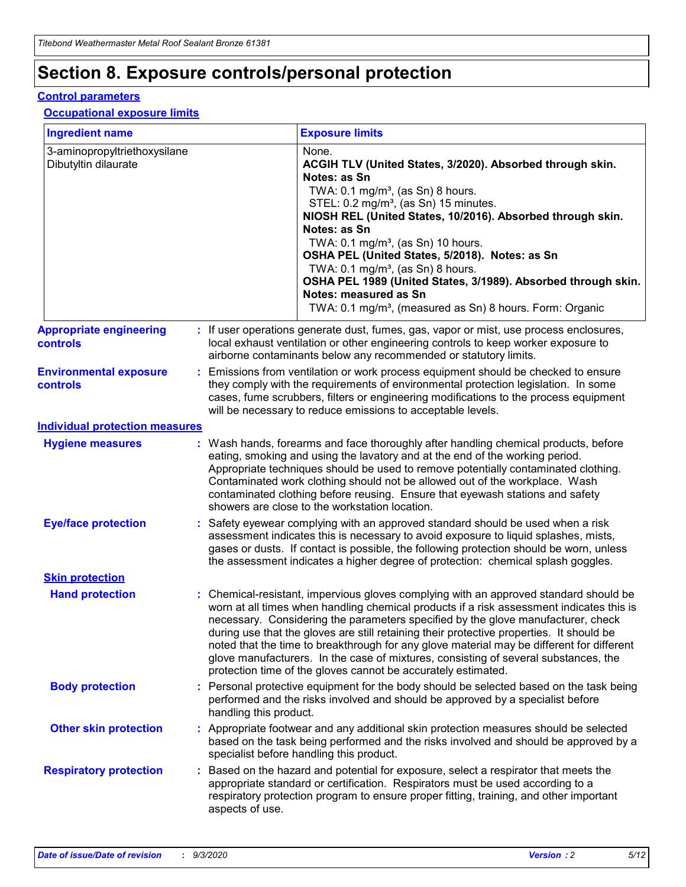# Section 8. Exposure controls/personal protection

## Control parameters

### Occupational exposure limits

| Ingredient name | Exposure limits |
|---|---|
| 3-aminopropyltriethoxysilane | None. |
| Dibutyltin dilaurate | **ACGIH TLV (United States, 3/2020). Absorbed through skin. Notes: as Sn**<br>TWA: 0.1 mg/m³, (as Sn) 8 hours.<br>STEL: 0.2 mg/m³, (as Sn) 15 minutes.<br>**NIOSH REL (United States, 10/2016). Absorbed through skin. Notes: as Sn**<br>TWA: 0.1 mg/m³, (as Sn) 10 hours.<br>**OSHA PEL (United States, 5/2018). Notes: as Sn**<br>TWA: 0.1 mg/m³, (as Sn) 8 hours.<br>**OSHA PEL 1989 (United States, 3/1989). Absorbed through skin. Notes: measured as Sn**<br>TWA: 0.1 mg/m³, (measured as Sn) 8 hours. Form: Organic |

**Appropriate engineering controls** : If user operations generate dust, fumes, gas, vapor or mist, use process enclosures, local exhaust ventilation or other engineering controls to keep worker exposure to airborne contaminants below any recommended or statutory limits.

**Environmental exposure controls** : Emissions from ventilation or work process equipment should be checked to ensure they comply with the requirements of environmental protection legislation. In some cases, fume scrubbers, filters or engineering modifications to the process equipment will be necessary to reduce emissions to acceptable levels.

## Individual protection measures

**Hygiene measures** : Wash hands, forearms and face thoroughly after handling chemical products, before eating, smoking and using the lavatory and at the end of the working period. Appropriate techniques should be used to remove potentially contaminated clothing. Contaminated work clothing should not be allowed out of the workplace. Wash contaminated clothing before reusing. Ensure that eyewash stations and safety showers are close to the workstation location.

**Eye/face protection** : Safety eyewear complying with an approved standard should be used when a risk assessment indicates this is necessary to avoid exposure to liquid splashes, mists, gases or dusts. If contact is possible, the following protection should be worn, unless the assessment indicates a higher degree of protection: chemical splash goggles.

### Skin protection

**Hand protection** : Chemical-resistant, impervious gloves complying with an approved standard should be worn at all times when handling chemical products if a risk assessment indicates this is necessary. Considering the parameters specified by the glove manufacturer, check during use that the gloves are still retaining their protective properties. It should be noted that the time to breakthrough for any glove material may be different for different glove manufacturers. In the case of mixtures, consisting of several substances, the protection time of the gloves cannot be accurately estimated.

**Body protection** : Personal protective equipment for the body should be selected based on the task being performed and the risks involved and should be approved by a specialist before handling this product.

**Other skin protection** : Appropriate footwear and any additional skin protection measures should be selected based on the task being performed and the risks involved and should be approved by a specialist before handling this product.

**Respiratory protection** : Based on the hazard and potential for exposure, select a respirator that meets the appropriate standard or certification. Respirators must be used according to a respiratory protection program to ensure proper fitting, training, and other important aspects of use.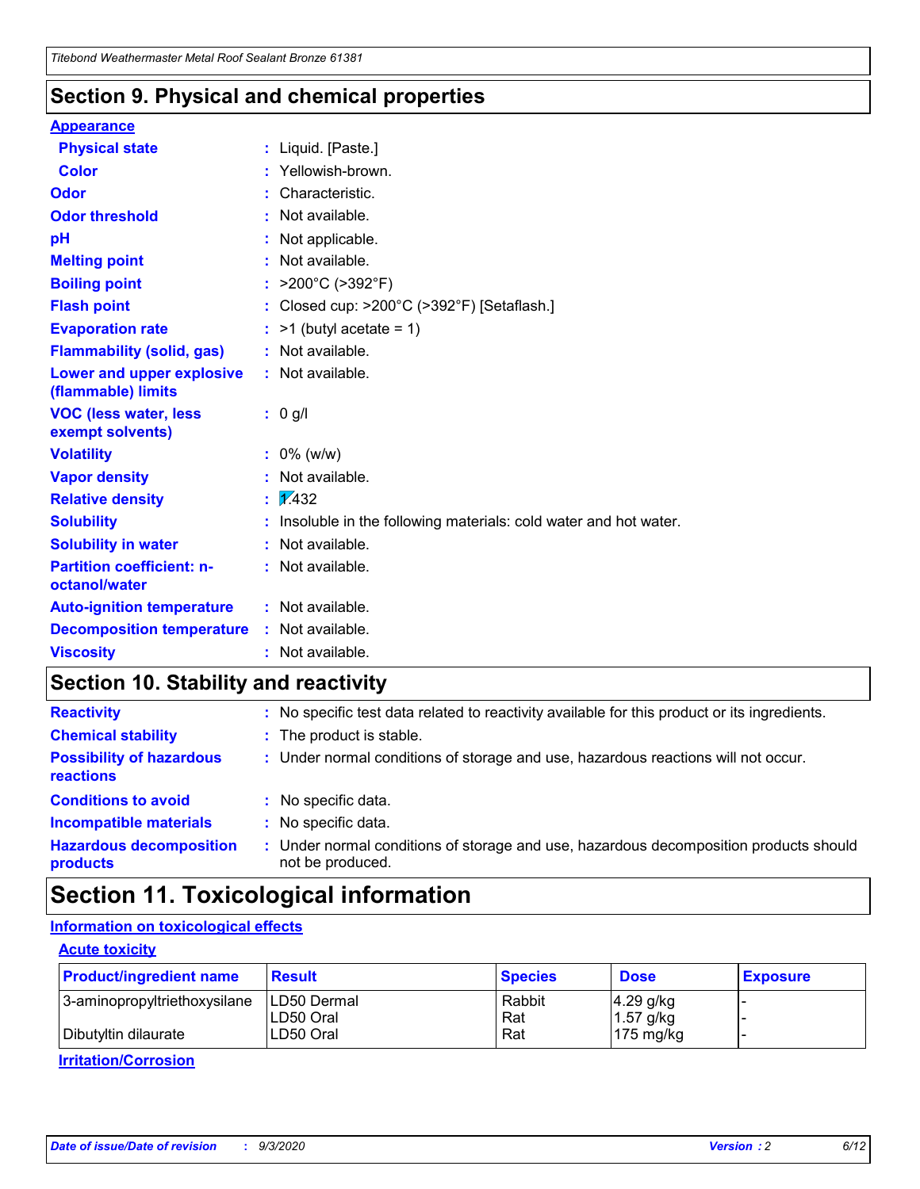## Section 9. Physical and chemical properties

**Appearance**

| | | |
|---|---|---|
| **Physical state** | : | Liquid. [Paste.] |
| **Color** | : | Yellowish-brown. |
| **Odor** | : | Characteristic. |
| **Odor threshold** | : | Not available. |
| **pH** | : | Not applicable. |
| **Melting point** | : | Not available. |
| **Boiling point** | : | >200°C (>392°F) |
| **Flash point** | : | Closed cup: >200°C (>392°F) [Setaflash.] |
| **Evaporation rate** | : | >1 (butyl acetate = 1) |
| **Flammability (solid, gas)** | : | Not available. |
| **Lower and upper explosive (flammable) limits** | : | Not available. |
| **VOC (less water, less exempt solvents)** | : | 0 g/l |
| **Volatility** | : | 0% (w/w) |
| **Vapor density** | : | Not available. |
| **Relative density** | : | 1.432 |
| **Solubility** | : | Insoluble in the following materials: cold water and hot water. |
| **Solubility in water** | : | Not available. |
| **Partition coefficient: n-octanol/water** | : | Not available. |
| **Auto-ignition temperature** | : | Not available. |
| **Decomposition temperature** | : | Not available. |
| **Viscosity** | : | Not available. |

## Section 10. Stability and reactivity

| | | |
|---|---|---|
| **Reactivity** | : | No specific test data related to reactivity available for this product or its ingredients. |
| **Chemical stability** | : | The product is stable. |
| **Possibility of hazardous reactions** | : | Under normal conditions of storage and use, hazardous reactions will not occur. |
| **Conditions to avoid** | : | No specific data. |
| **Incompatible materials** | : | No specific data. |
| **Hazardous decomposition products** | : | Under normal conditions of storage and use, hazardous decomposition products should not be produced. |

## Section 11. Toxicological information

**Information on toxicological effects**

**Acute toxicity**

| Product/ingredient name | Result | Species | Dose | Exposure |
|---|---|---|---|---|
| 3-aminopropyltriethoxysilane | LD50 Dermal | Rabbit | 4.29 g/kg | - |
| | LD50 Oral | Rat | 1.57 g/kg | - |
| Dibutyltin dilaurate | LD50 Oral | Rat | 175 mg/kg | - |

**Irritation/Corrosion**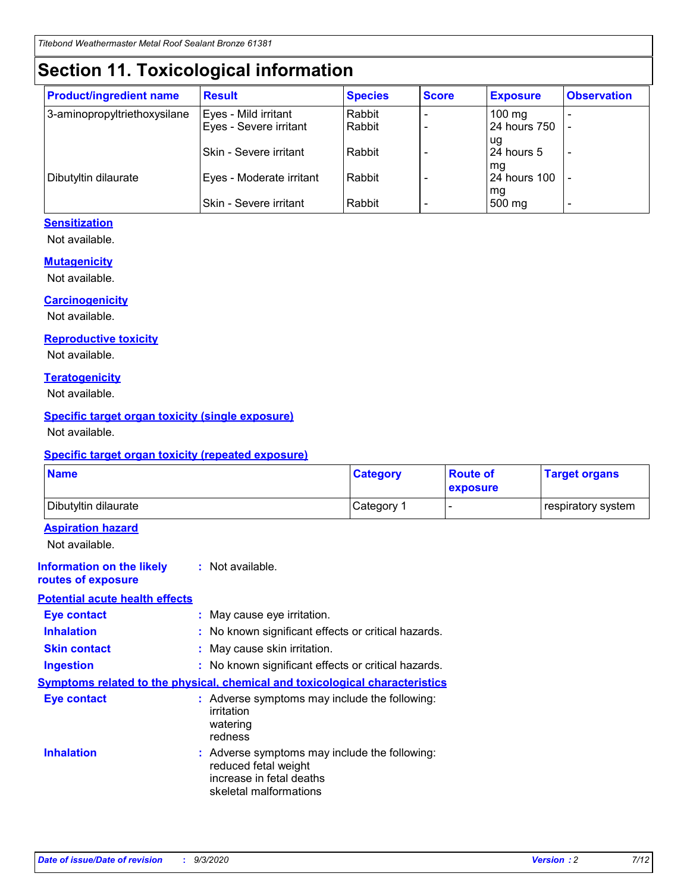# Section 11. Toxicological information

| Product/ingredient name | Result | Species | Score | Exposure | Observation |
|---|---|---|---|---|---|
| 3-aminopropyltriethoxysilane | Eyes - Mild irritant | Rabbit | - | 100 mg | - |
| | Eyes - Severe irritant | Rabbit | - | 24 hours 750 ug | - |
| | Skin - Severe irritant | Rabbit | - | 24 hours 5 mg | - |
| Dibutyltin dilaurate | Eyes - Moderate irritant | Rabbit | - | 24 hours 100 mg | - |
| | Skin - Severe irritant | Rabbit | - | 500 mg | - |

**Sensitization**

Not available.

**Mutagenicity**

Not available.

**Carcinogenicity**

Not available.

**Reproductive toxicity**

Not available.

**Teratogenicity**

Not available.

**Specific target organ toxicity (single exposure)**

Not available.

**Specific target organ toxicity (repeated exposure)**

| Name | Category | Route of exposure | Target organs |
|---|---|---|---|
| Dibutyltin dilaurate | Category 1 | - | respiratory system |

**Aspiration hazard**

Not available.

**Information on the likely routes of exposure** : Not available.

**Potential acute health effects**

**Eye contact** : May cause eye irritation.

**Inhalation** : No known significant effects or critical hazards.

**Skin contact** : May cause skin irritation.

**Ingestion** : No known significant effects or critical hazards.

**Symptoms related to the physical, chemical and toxicological characteristics**

**Eye contact** : Adverse symptoms may include the following:
irritation
watering
redness

**Inhalation** : Adverse symptoms may include the following:
reduced fetal weight
increase in fetal deaths
skeletal malformations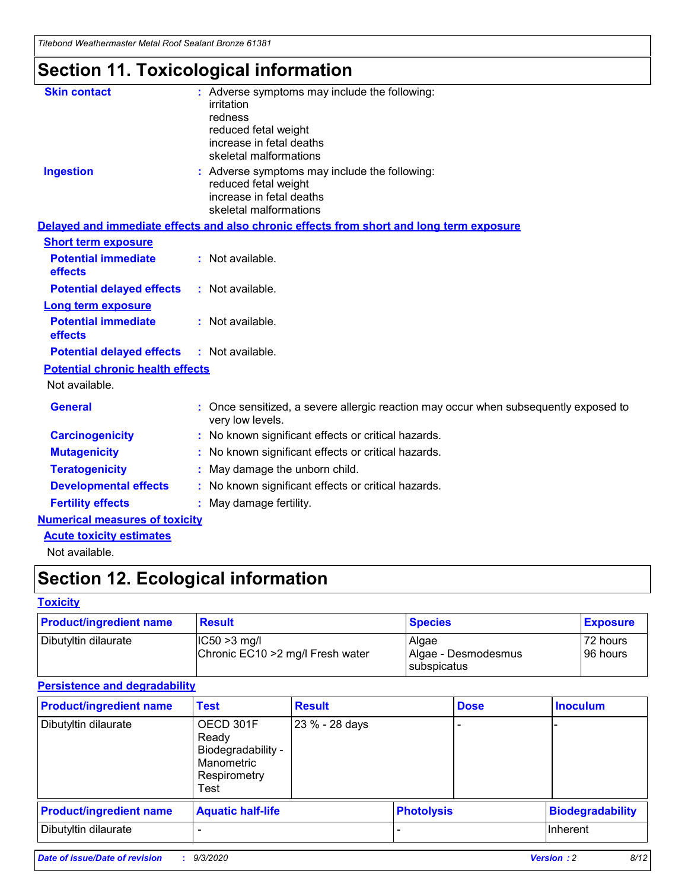# Section 11. Toxicological information

**Skin contact** : Adverse symptoms may include the following:
irritation
redness
reduced fetal weight
increase in fetal deaths
skeletal malformations

**Ingestion** : Adverse symptoms may include the following:
reduced fetal weight
increase in fetal deaths
skeletal malformations

**Delayed and immediate effects and also chronic effects from short and long term exposure**

**Short term exposure**

**Potential immediate effects** : Not available.

**Potential delayed effects** : Not available.

**Long term exposure**

**Potential immediate effects** : Not available.

**Potential delayed effects** : Not available.

**Potential chronic health effects**

Not available.

**General** : Once sensitized, a severe allergic reaction may occur when subsequently exposed to very low levels.

**Carcinogenicity** : No known significant effects or critical hazards.

**Mutagenicity** : No known significant effects or critical hazards.

**Teratogenicity** : May damage the unborn child.

**Developmental effects** : No known significant effects or critical hazards.

**Fertility effects** : May damage fertility.

**Numerical measures of toxicity**

**Acute toxicity estimates**

Not available.

# Section 12. Ecological information

**Toxicity**

| Product/ingredient name | Result | Species | Exposure |
|---|---|---|---|
| Dibutyltin dilaurate | IC50 >3 mg/l<br>Chronic EC10 >2 mg/l Fresh water | Algae<br>Algae - Desmodesmus subspicatus | 72 hours<br>96 hours |

**Persistence and degradability**

| Product/ingredient name | Test | Result | Dose | Inoculum |
|---|---|---|---|---|
| Dibutyltin dilaurate | OECD 301F Ready Biodegradability - Manometric Respirometry Test | 23 % - 28 days | - | - |

| Product/ingredient name | Aquatic half-life | Photolysis | Biodegradability |
|---|---|---|---|
| Dibutyltin dilaurate | - | - | Inherent |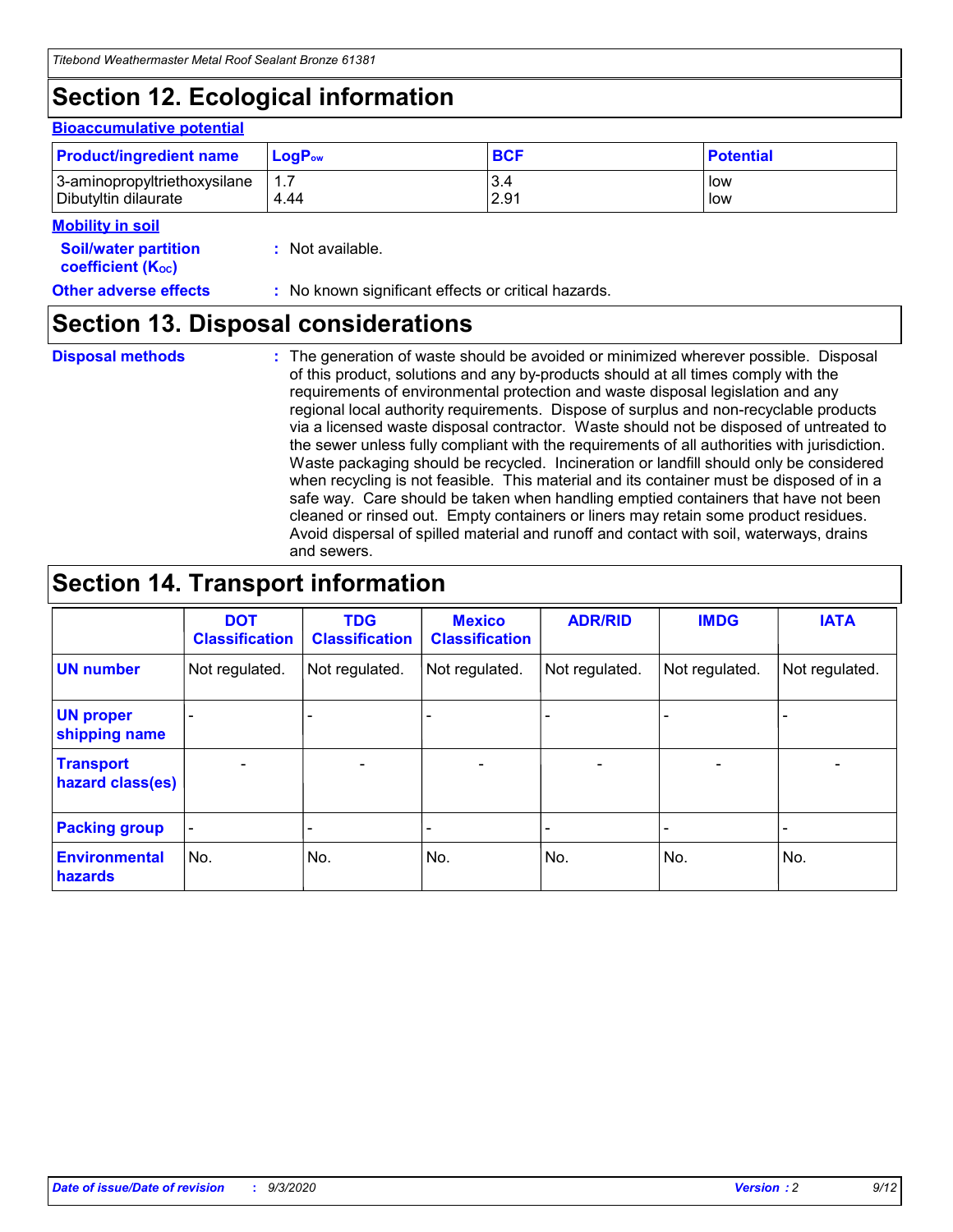# Section 12. Ecological information

### Bioaccumulative potential

| Product/ingredient name | $LogP_{ow}$ | BCF | Potential |
|---|---|---|---|
| 3-aminopropyltriethoxysilane | 1.7 | 3.4 | low |
| Dibutyltin dilaurate | 4.44 | 2.91 | low |

### Mobility in soil

**Soil/water partition coefficient ($K_{OC}$)** : Not available.

**Other adverse effects** : No known significant effects or critical hazards.

# Section 13. Disposal considerations

**Disposal methods** : The generation of waste should be avoided or minimized wherever possible. Disposal of this product, solutions and any by-products should at all times comply with the requirements of environmental protection and waste disposal legislation and any regional local authority requirements. Dispose of surplus and non-recyclable products via a licensed waste disposal contractor. Waste should not be disposed of untreated to the sewer unless fully compliant with the requirements of all authorities with jurisdiction. Waste packaging should be recycled. Incineration or landfill should only be considered when recycling is not feasible. This material and its container must be disposed of in a safe way. Care should be taken when handling emptied containers that have not been cleaned or rinsed out. Empty containers or liners may retain some product residues. Avoid dispersal of spilled material and runoff and contact with soil, waterways, drains and sewers.

# Section 14. Transport information

| | DOT Classification | TDG Classification | Mexico Classification | ADR/RID | IMDG | IATA |
|---|---|---|---|---|---|---|
| UN number | Not regulated. | Not regulated. | Not regulated. | Not regulated. | Not regulated. | Not regulated. |
| UN proper shipping name | - | - | - | - | - | - |
| Transport hazard class(es) | - | - | - | - | - | - |
| Packing group | - | - | - | - | - | - |
| Environmental hazards | No. | No. | No. | No. | No. | No. |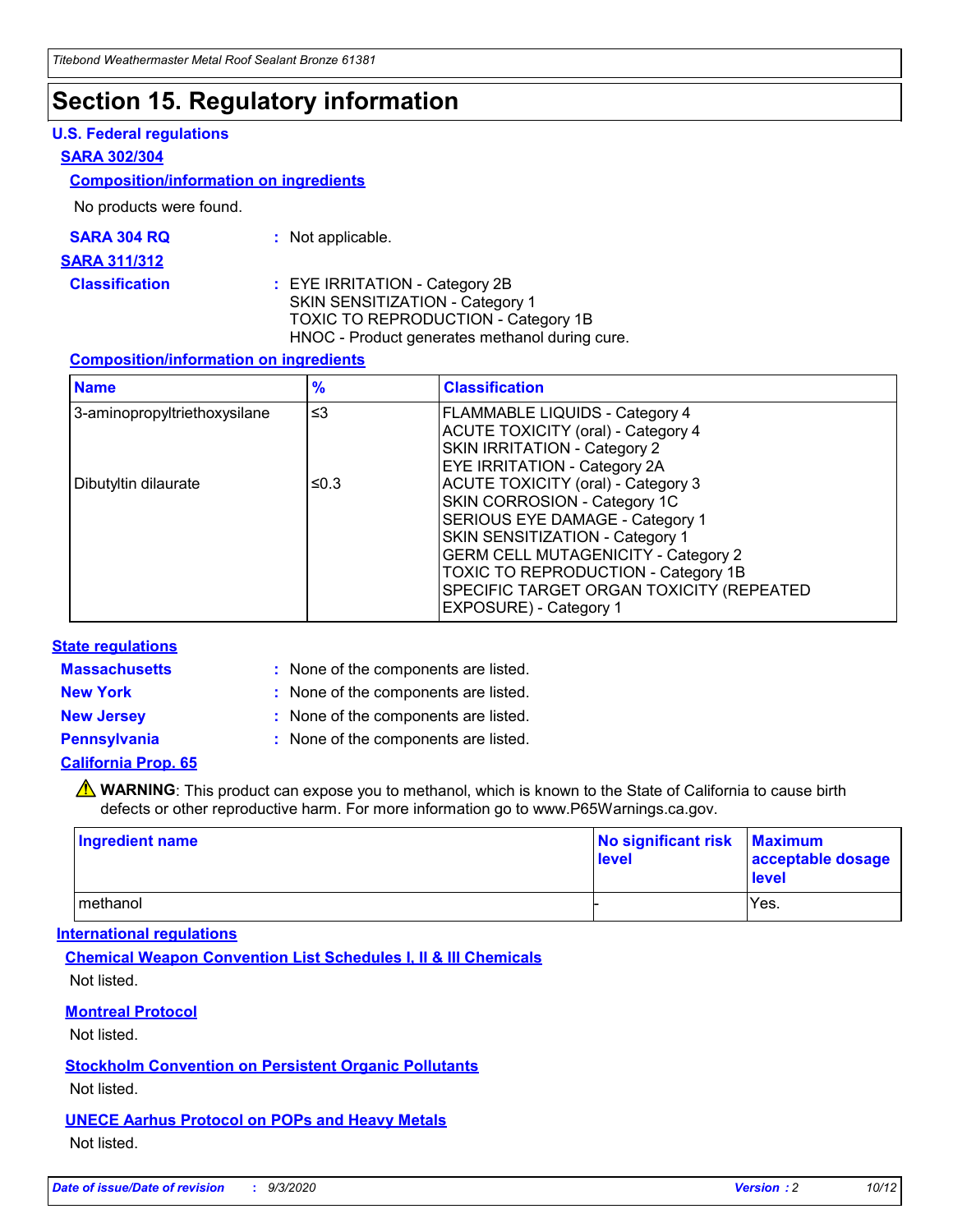# Section 15. Regulatory information

## U.S. Federal regulations

### SARA 302/304

#### Composition/information on ingredients

No products were found.

**SARA 304 RQ** : Not applicable.

### SARA 311/312

**Classification** : EYE IRRITATION - Category 2B
SKIN SENSITIZATION - Category 1
TOXIC TO REPRODUCTION - Category 1B
HNOC - Product generates methanol during cure.

#### Composition/information on ingredients

| Name | % | Classification |
|---|---|---|
| 3-aminopropyltriethoxysilane | ≤3 | FLAMMABLE LIQUIDS - Category 4<br>ACUTE TOXICITY (oral) - Category 4<br>SKIN IRRITATION - Category 2<br>EYE IRRITATION - Category 2A |
| Dibutyltin dilaurate | ≤0.3 | ACUTE TOXICITY (oral) - Category 3<br>SKIN CORROSION - Category 1C<br>SERIOUS EYE DAMAGE - Category 1<br>SKIN SENSITIZATION - Category 1<br>GERM CELL MUTAGENICITY - Category 2<br>TOXIC TO REPRODUCTION - Category 1B<br>SPECIFIC TARGET ORGAN TOXICITY (REPEATED EXPOSURE) - Category 1 |

## State regulations

**Massachusetts** : None of the components are listed.

**New York** : None of the components are listed.

**New Jersey** : None of the components are listed.

**Pennsylvania** : None of the components are listed.

### California Prop. 65

⚠ **WARNING**: This product can expose you to methanol, which is known to the State of California to cause birth defects or other reproductive harm. For more information go to www.P65Warnings.ca.gov.

| Ingredient name | No significant risk level | Maximum acceptable dosage level |
|---|---|---|
| methanol | - | Yes. |

## International regulations

### Chemical Weapon Convention List Schedules I, II & III Chemicals

Not listed.

### Montreal Protocol

Not listed.

### Stockholm Convention on Persistent Organic Pollutants

Not listed.

### UNECE Aarhus Protocol on POPs and Heavy Metals

Not listed.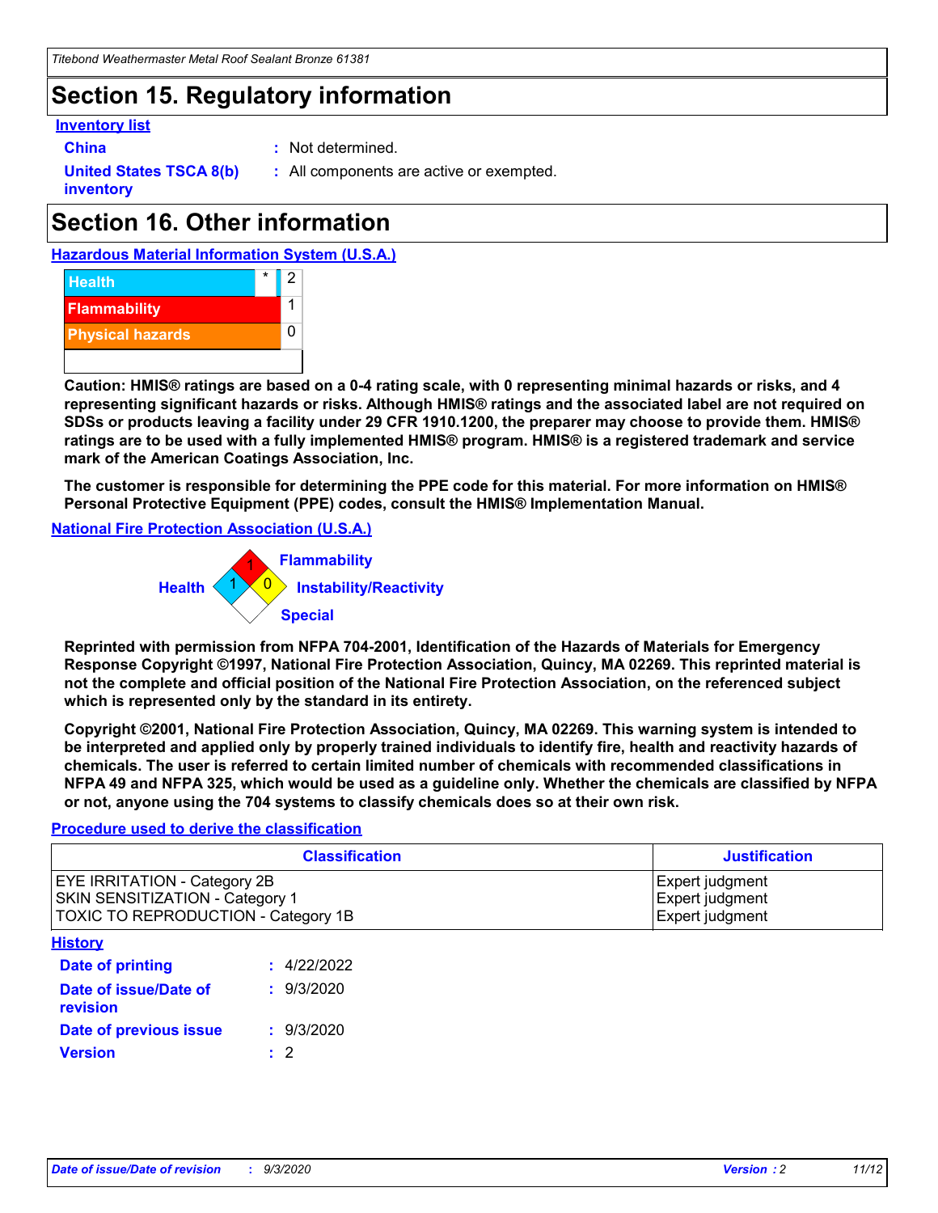# Section 15. Regulatory information

**Inventory list**

| | |
|---|---|
| **China** | : Not determined. |
| **United States TSCA 8(b) inventory** | : All components are active or exempted. |

# Section 16. Other information

**Hazardous Material Information System (U.S.A.)**

| | | |
|---|---|---|
| Health | * | 2 |
| Flammability | | 1 |
| Physical hazards | | 0 |

**Caution: HMIS® ratings are based on a 0-4 rating scale, with 0 representing minimal hazards or risks, and 4 representing significant hazards or risks. Although HMIS® ratings and the associated label are not required on SDSs or products leaving a facility under 29 CFR 1910.1200, the preparer may choose to provide them. HMIS® ratings are to be used with a fully implemented HMIS® program. HMIS® is a registered trademark and service mark of the American Coatings Association, Inc.**

**The customer is responsible for determining the PPE code for this material. For more information on HMIS® Personal Protective Equipment (PPE) codes, consult the HMIS® Implementation Manual.**

**National Fire Protection Association (U.S.A.)**

Flammability: 1
Health: 1
Instability/Reactivity: 0
Special:

**Reprinted with permission from NFPA 704-2001, Identification of the Hazards of Materials for Emergency Response Copyright ©1997, National Fire Protection Association, Quincy, MA 02269. This reprinted material is not the complete and official position of the National Fire Protection Association, on the referenced subject which is represented only by the standard in its entirety.**

**Copyright ©2001, National Fire Protection Association, Quincy, MA 02269. This warning system is intended to be interpreted and applied only by properly trained individuals to identify fire, health and reactivity hazards of chemicals. The user is referred to certain limited number of chemicals with recommended classifications in NFPA 49 and NFPA 325, which would be used as a guideline only. Whether the chemicals are classified by NFPA or not, anyone using the 704 systems to classify chemicals does so at their own risk.**

**Procedure used to derive the classification**

| Classification | Justification |
|---|---|
| EYE IRRITATION - Category 2B | Expert judgment |
| SKIN SENSITIZATION - Category 1 | Expert judgment |
| TOXIC TO REPRODUCTION - Category 1B | Expert judgment |

**History**

| | |
|---|---|
| **Date of printing** | : 4/22/2022 |
| **Date of issue/Date of revision** | : 9/3/2020 |
| **Date of previous issue** | : 9/3/2020 |
| **Version** | : 2 |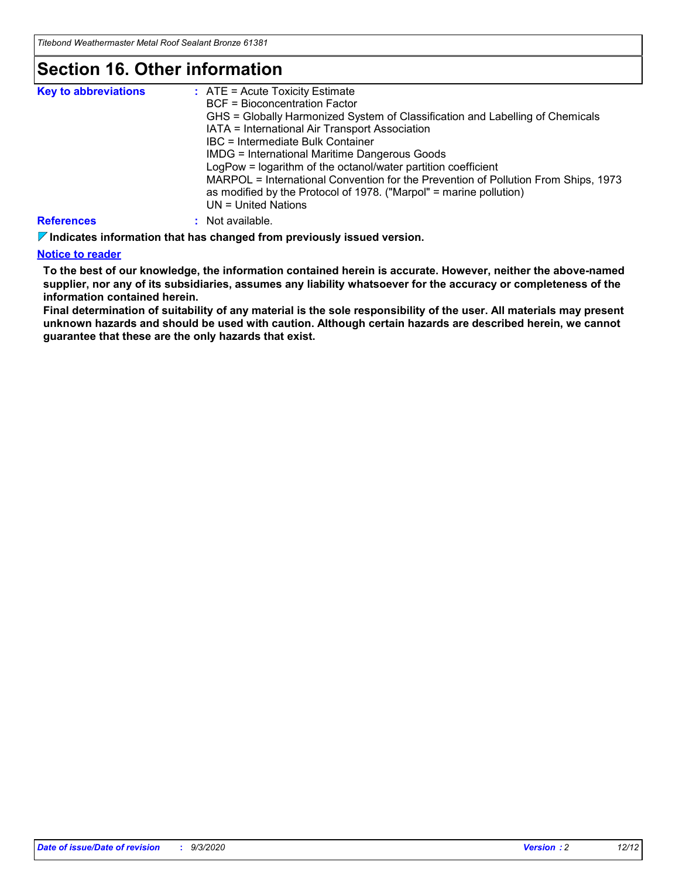## Section 16. Other information

**Key to abbreviations** : ATE = Acute Toxicity Estimate
BCF = Bioconcentration Factor
GHS = Globally Harmonized System of Classification and Labelling of Chemicals
IATA = International Air Transport Association
IBC = Intermediate Bulk Container
IMDG = International Maritime Dangerous Goods
LogPow = logarithm of the octanol/water partition coefficient
MARPOL = International Convention for the Prevention of Pollution From Ships, 1973 as modified by the Protocol of 1978. ("Marpol" = marine pollution)
UN = United Nations

**References** : Not available.

**Indicates information that has changed from previously issued version.**

**Notice to reader**

**To the best of our knowledge, the information contained herein is accurate. However, neither the above-named supplier, nor any of its subsidiaries, assumes any liability whatsoever for the accuracy or completeness of the information contained herein.**

**Final determination of suitability of any material is the sole responsibility of the user. All materials may present unknown hazards and should be used with caution. Although certain hazards are described herein, we cannot guarantee that these are the only hazards that exist.**